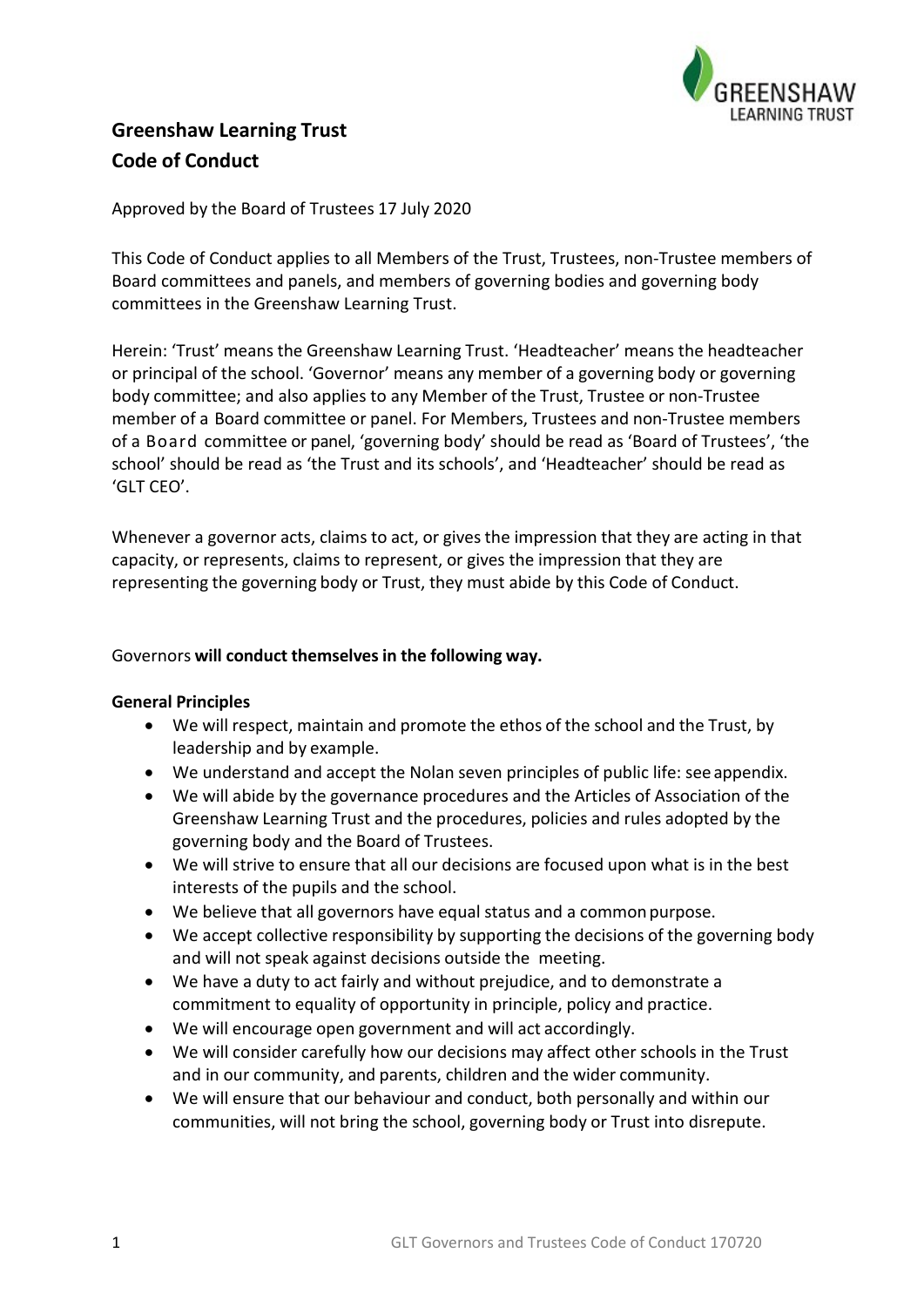# Greenshaw Learning Trust
# Code of Conduct

Approved by the Board of Trustees 17 July 2020

This Code of Conduct applies to all Members of the Trust, Trustees, non-Trustee members of Board committees and panels, and members of governing bodies and governing body committees in the Greenshaw Learning Trust.

Herein: 'Trust' means the Greenshaw Learning Trust. 'Headteacher' means the headteacher or principal of the school. 'Governor' means any member of a governing body or governing body committee; and also applies to any Member of the Trust, Trustee or non-Trustee member of a Board committee or panel. For Members, Trustees and non-Trustee members of a Board committee or panel, 'governing body' should be read as 'Board of Trustees', 'the school' should be read as 'the Trust and its schools', and 'Headteacher' should be read as 'GLT CEO'.

Whenever a governor acts, claims to act, or gives the impression that they are acting in that capacity, or represents, claims to represent, or gives the impression that they are representing the governing body or Trust, they must abide by this Code of Conduct.

Governors **will conduct themselves in the following way.**

**General Principles**

- We will respect, maintain and promote the ethos of the school and the Trust, by leadership and by example.
- We understand and accept the Nolan seven principles of public life: see appendix.
- We will abide by the governance procedures and the Articles of Association of the Greenshaw Learning Trust and the procedures, policies and rules adopted by the governing body and the Board of Trustees.
- We will strive to ensure that all our decisions are focused upon what is in the best interests of the pupils and the school.
- We believe that all governors have equal status and a common purpose.
- We accept collective responsibility by supporting the decisions of the governing body and will not speak against decisions outside the meeting.
- We have a duty to act fairly and without prejudice, and to demonstrate a commitment to equality of opportunity in principle, policy and practice.
- We will encourage open government and will act accordingly.
- We will consider carefully how our decisions may affect other schools in the Trust and in our community, and parents, children and the wider community.
- We will ensure that our behaviour and conduct, both personally and within our communities, will not bring the school, governing body or Trust into disrepute.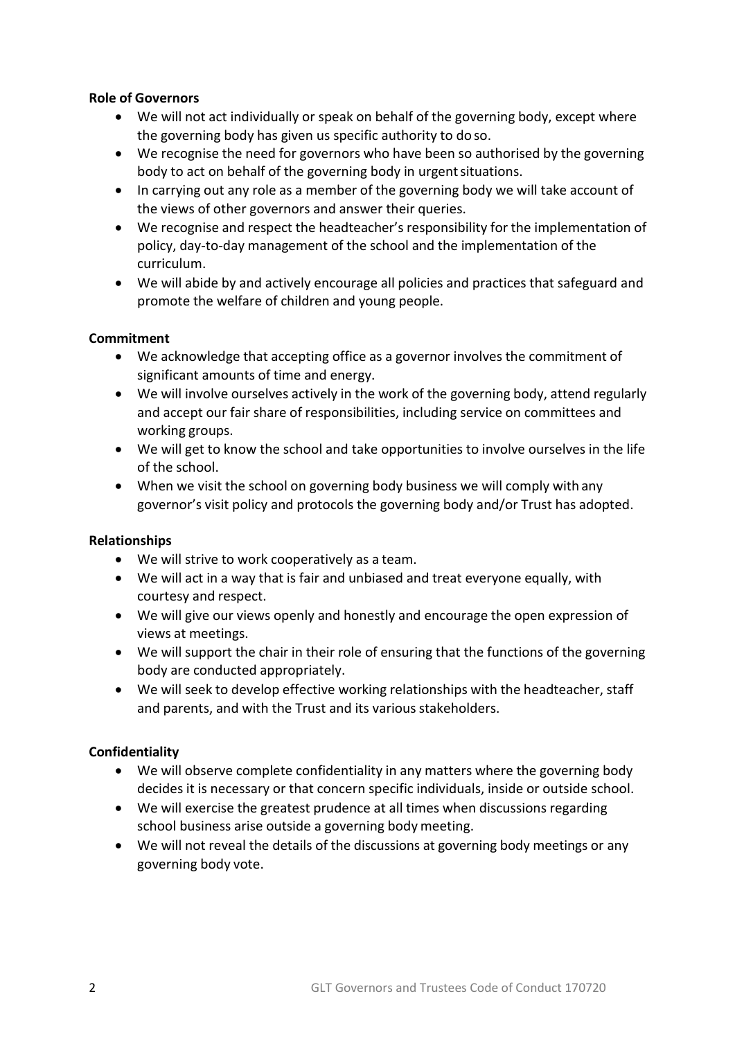**Role of Governors**

- We will not act individually or speak on behalf of the governing body, except where the governing body has given us specific authority to do so.
- We recognise the need for governors who have been so authorised by the governing body to act on behalf of the governing body in urgent situations.
- In carrying out any role as a member of the governing body we will take account of the views of other governors and answer their queries.
- We recognise and respect the headteacher's responsibility for the implementation of policy, day-to-day management of the school and the implementation of the curriculum.
- We will abide by and actively encourage all policies and practices that safeguard and promote the welfare of children and young people.

**Commitment**

- We acknowledge that accepting office as a governor involves the commitment of significant amounts of time and energy.
- We will involve ourselves actively in the work of the governing body, attend regularly and accept our fair share of responsibilities, including service on committees and working groups.
- We will get to know the school and take opportunities to involve ourselves in the life of the school.
- When we visit the school on governing body business we will comply with any governor's visit policy and protocols the governing body and/or Trust has adopted.

**Relationships**

- We will strive to work cooperatively as a team.
- We will act in a way that is fair and unbiased and treat everyone equally, with courtesy and respect.
- We will give our views openly and honestly and encourage the open expression of views at meetings.
- We will support the chair in their role of ensuring that the functions of the governing body are conducted appropriately.
- We will seek to develop effective working relationships with the headteacher, staff and parents, and with the Trust and its various stakeholders.

**Confidentiality**

- We will observe complete confidentiality in any matters where the governing body decides it is necessary or that concern specific individuals, inside or outside school.
- We will exercise the greatest prudence at all times when discussions regarding school business arise outside a governing body meeting.
- We will not reveal the details of the discussions at governing body meetings or any governing body vote.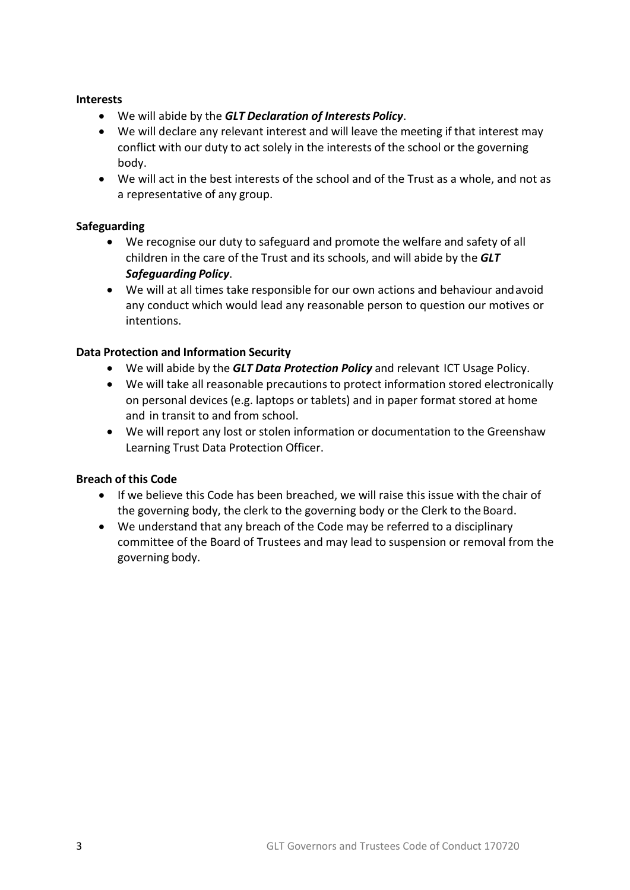**Interests**

- We will abide by the ***GLT Declaration of Interests Policy***.
- We will declare any relevant interest and will leave the meeting if that interest may conflict with our duty to act solely in the interests of the school or the governing body.
- We will act in the best interests of the school and of the Trust as a whole, and not as a representative of any group.

**Safeguarding**

- We recognise our duty to safeguard and promote the welfare and safety of all children in the care of the Trust and its schools, and will abide by the ***GLT Safeguarding Policy***.
- We will at all times take responsible for our own actions and behaviour and avoid any conduct which would lead any reasonable person to question our motives or intentions.

**Data Protection and Information Security**

- We will abide by the ***GLT Data Protection Policy*** and relevant ICT Usage Policy.
- We will take all reasonable precautions to protect information stored electronically on personal devices (e.g. laptops or tablets) and in paper format stored at home and in transit to and from school.
- We will report any lost or stolen information or documentation to the Greenshaw Learning Trust Data Protection Officer.

**Breach of this Code**

- If we believe this Code has been breached, we will raise this issue with the chair of the governing body, the clerk to the governing body or the Clerk to the Board.
- We understand that any breach of the Code may be referred to a disciplinary committee of the Board of Trustees and may lead to suspension or removal from the governing body.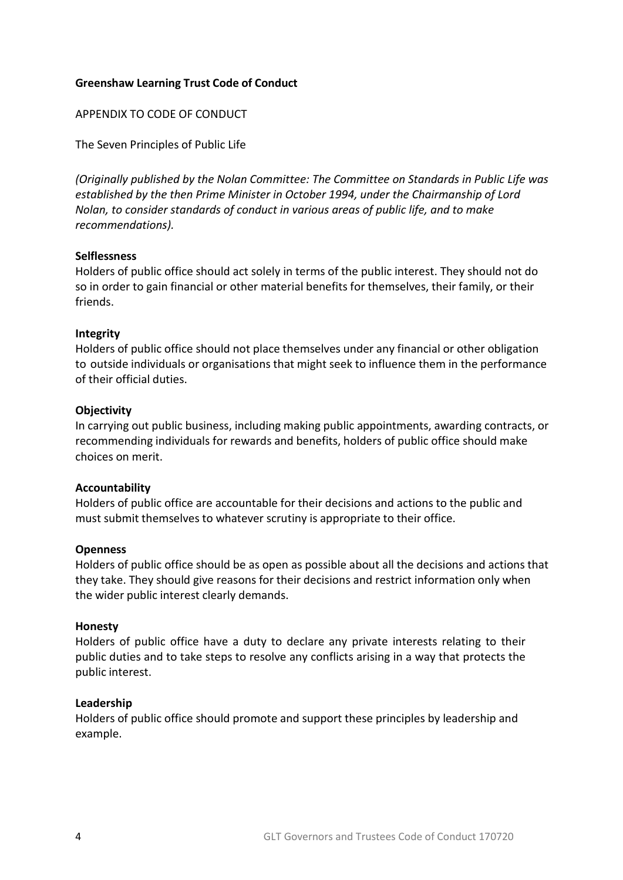**Greenshaw Learning Trust Code of Conduct**

APPENDIX TO CODE OF CONDUCT

The Seven Principles of Public Life

*(Originally published by the Nolan Committee: The Committee on Standards in Public Life was established by the then Prime Minister in October 1994, under the Chairmanship of Lord Nolan, to consider standards of conduct in various areas of public life, and to make recommendations).*

**Selflessness**
Holders of public office should act solely in terms of the public interest. They should not do so in order to gain financial or other material benefits for themselves, their family, or their friends.

**Integrity**
Holders of public office should not place themselves under any financial or other obligation to outside individuals or organisations that might seek to influence them in the performance of their official duties.

**Objectivity**
In carrying out public business, including making public appointments, awarding contracts, or recommending individuals for rewards and benefits, holders of public office should make choices on merit.

**Accountability**
Holders of public office are accountable for their decisions and actions to the public and must submit themselves to whatever scrutiny is appropriate to their office.

**Openness**
Holders of public office should be as open as possible about all the decisions and actions that they take. They should give reasons for their decisions and restrict information only when the wider public interest clearly demands.

**Honesty**
Holders of public office have a duty to declare any private interests relating to their public duties and to take steps to resolve any conflicts arising in a way that protects the public interest.

**Leadership**
Holders of public office should promote and support these principles by leadership and example.